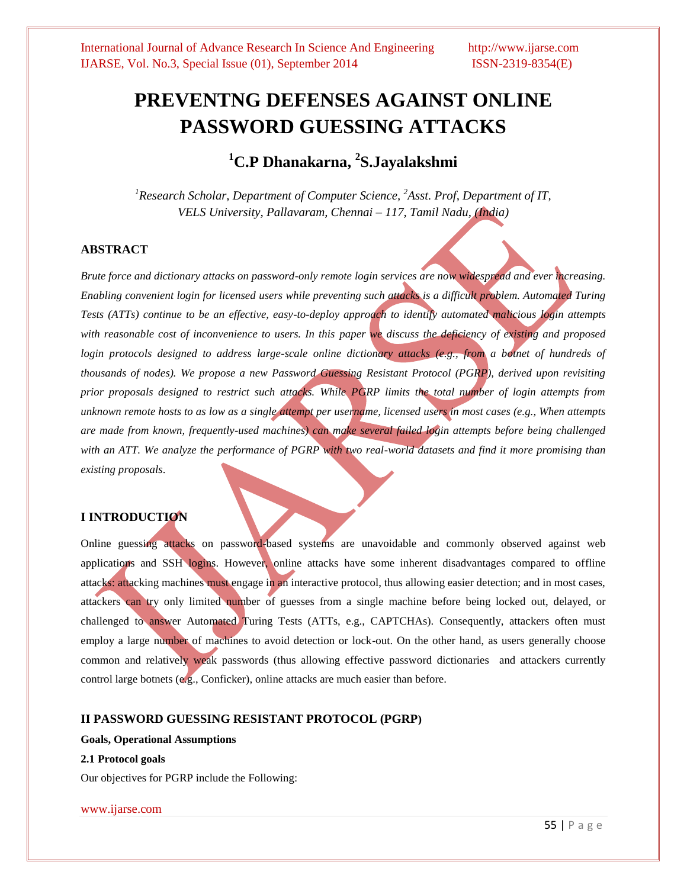# PREVENTNG DEFENSES AGAINST ONLINE PASSWORD GUESSING ATTACKS

## [1]C.P Dhanakarna, [2]S.Jayalakshmi

*[1]Research Scholar, Department of Computer Science, [2]Asst. Prof, Department of IT, VELS University, Pallavaram, Chennai – 117, Tamil Nadu, (India)*

### ABSTRACT

*Brute force and dictionary attacks on password-only remote login services are now widespread and ever increasing. Enabling convenient login for licensed users while preventing such attacks is a difficult problem. Automated Turing Tests (ATTs) continue to be an effective, easy-to-deploy approach to identify automated malicious login attempts with reasonable cost of inconvenience to users. In this paper we discuss the deficiency of existing and proposed login protocols designed to address large-scale online dictionary attacks (e.g., from a botnet of hundreds of thousands of nodes). We propose a new Password Guessing Resistant Protocol (PGRP), derived upon revisiting prior proposals designed to restrict such attacks. While PGRP limits the total number of login attempts from unknown remote hosts to as low as a single attempt per username, licensed users in most cases (e.g., When attempts are made from known, frequently-used machines) can make several failed login attempts before being challenged with an ATT. We analyze the performance of PGRP with two real-world datasets and find it more promising than existing proposals.*

### I INTRODUCTION

Online guessing attacks on password-based systems are unavoidable and commonly observed against web applications and SSH logins. However, online attacks have some inherent disadvantages compared to offline attacks: attacking machines must engage in an interactive protocol, thus allowing easier detection; and in most cases, attackers can try only limited number of guesses from a single machine before being locked out, delayed, or challenged to answer Automated Turing Tests (ATTs, e.g., CAPTCHAs). Consequently, attackers often must employ a large number of machines to avoid detection or lock-out. On the other hand, as users generally choose common and relatively weak passwords (thus allowing effective password dictionaries and attackers currently control large botnets (e.g., Conficker), online attacks are much easier than before.

### II PASSWORD GUESSING RESISTANT PROTOCOL (PGRP)

**Goals, Operational Assumptions**

**2.1 Protocol goals**

Our objectives for PGRP include the Following: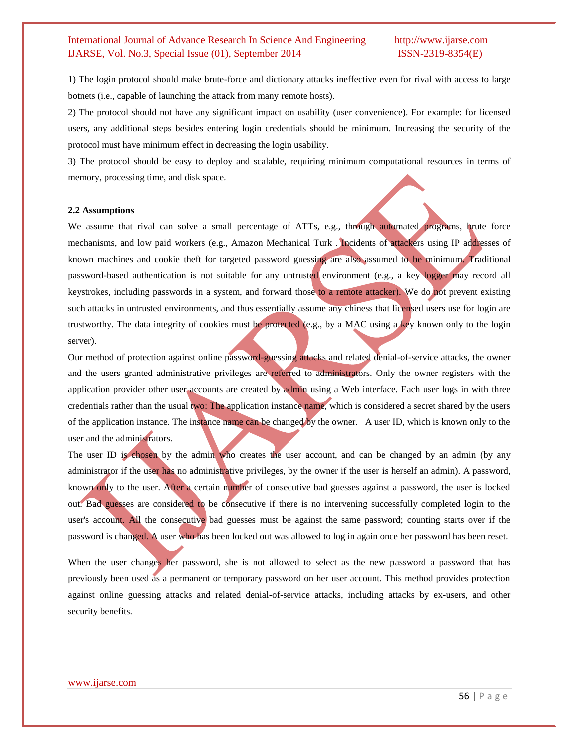1) The login protocol should make brute-force and dictionary attacks ineffective even for rival with access to large botnets (i.e., capable of launching the attack from many remote hosts).

2) The protocol should not have any significant impact on usability (user convenience). For example: for licensed users, any additional steps besides entering login credentials should be minimum. Increasing the security of the protocol must have minimum effect in decreasing the login usability.

3) The protocol should be easy to deploy and scalable, requiring minimum computational resources in terms of memory, processing time, and disk space.

**2.2 Assumptions**

We assume that rival can solve a small percentage of ATTs, e.g., through automated programs, brute force mechanisms, and low paid workers (e.g., Amazon Mechanical Turk . Incidents of attackers using IP addresses of known machines and cookie theft for targeted password guessing are also assumed to be minimum. Traditional password-based authentication is not suitable for any untrusted environment (e.g., a key logger may record all keystrokes, including passwords in a system, and forward those to a remote attacker). We do not prevent existing such attacks in untrusted environments, and thus essentially assume any chiness that licensed users use for login are trustworthy. The data integrity of cookies must be protected (e.g., by a MAC using a key known only to the login server).

Our method of protection against online password-guessing attacks and related denial-of-service attacks, the owner and the users granted administrative privileges are referred to administrators. Only the owner registers with the application provider other user accounts are created by admin using a Web interface. Each user logs in with three credentials rather than the usual two: The application instance name, which is considered a secret shared by the users of the application instance. The instance name can be changed by the owner. A user ID, which is known only to the user and the administrators.

The user ID is chosen by the admin who creates the user account, and can be changed by an admin (by any administrator if the user has no administrative privileges, by the owner if the user is herself an admin). A password, known only to the user. After a certain number of consecutive bad guesses against a password, the user is locked out. Bad guesses are considered to be consecutive if there is no intervening successfully completed login to the user's account. All the consecutive bad guesses must be against the same password; counting starts over if the password is changed. A user who has been locked out was allowed to log in again once her password has been reset.

When the user changes her password, she is not allowed to select as the new password a password that has previously been used as a permanent or temporary password on her user account. This method provides protection against online guessing attacks and related denial-of-service attacks, including attacks by ex-users, and other security benefits.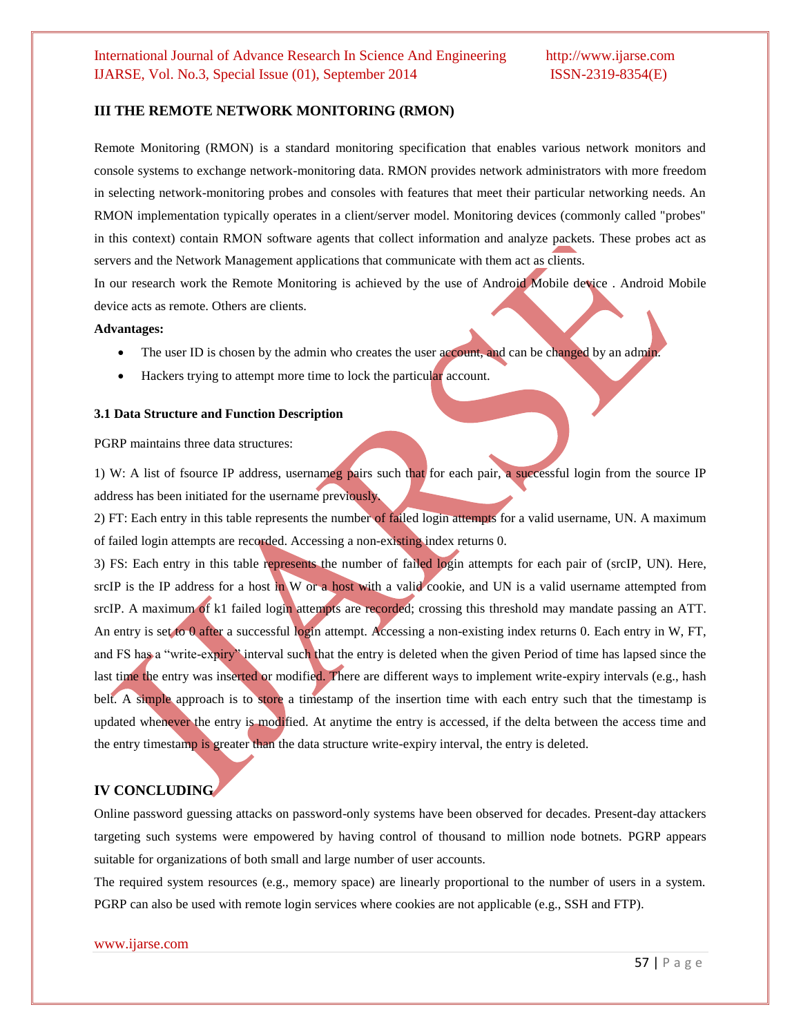## III THE REMOTE NETWORK MONITORING (RMON)

Remote Monitoring (RMON) is a standard monitoring specification that enables various network monitors and console systems to exchange network-monitoring data. RMON provides network administrators with more freedom in selecting network-monitoring probes and consoles with features that meet their particular networking needs. An RMON implementation typically operates in a client/server model. Monitoring devices (commonly called "probes" in this context) contain RMON software agents that collect information and analyze packets. These probes act as servers and the Network Management applications that communicate with them act as clients.

In our research work the Remote Monitoring is achieved by the use of Android Mobile device . Android Mobile device acts as remote. Others are clients.

**Advantages:**

- The user ID is chosen by the admin who creates the user account, and can be changed by an admin.
- Hackers trying to attempt more time to lock the particular account.

### 3.1 Data Structure and Function Description

PGRP maintains three data structures:

1) W: A list of fsource IP address, usernameg pairs such that for each pair, a successful login from the source IP address has been initiated for the username previously.

2) FT: Each entry in this table represents the number of failed login attempts for a valid username, UN. A maximum of failed login attempts are recorded. Accessing a non-existing index returns 0.

3) FS: Each entry in this table represents the number of failed login attempts for each pair of (srcIP, UN). Here, srcIP is the IP address for a host in W or a host with a valid cookie, and UN is a valid username attempted from srcIP. A maximum of k1 failed login attempts are recorded; crossing this threshold may mandate passing an ATT. An entry is set to 0 after a successful login attempt. Accessing a non-existing index returns 0. Each entry in W, FT, and FS has a "write-expiry" interval such that the entry is deleted when the given Period of time has lapsed since the last time the entry was inserted or modified. There are different ways to implement write-expiry intervals (e.g., hash belt. A simple approach is to store a timestamp of the insertion time with each entry such that the timestamp is updated whenever the entry is modified. At anytime the entry is accessed, if the delta between the access time and the entry timestamp is greater than the data structure write-expiry interval, the entry is deleted.

## IV CONCLUDING

Online password guessing attacks on password-only systems have been observed for decades. Present-day attackers targeting such systems were empowered by having control of thousand to million node botnets. PGRP appears suitable for organizations of both small and large number of user accounts.

The required system resources (e.g., memory space) are linearly proportional to the number of users in a system. PGRP can also be used with remote login services where cookies are not applicable (e.g., SSH and FTP).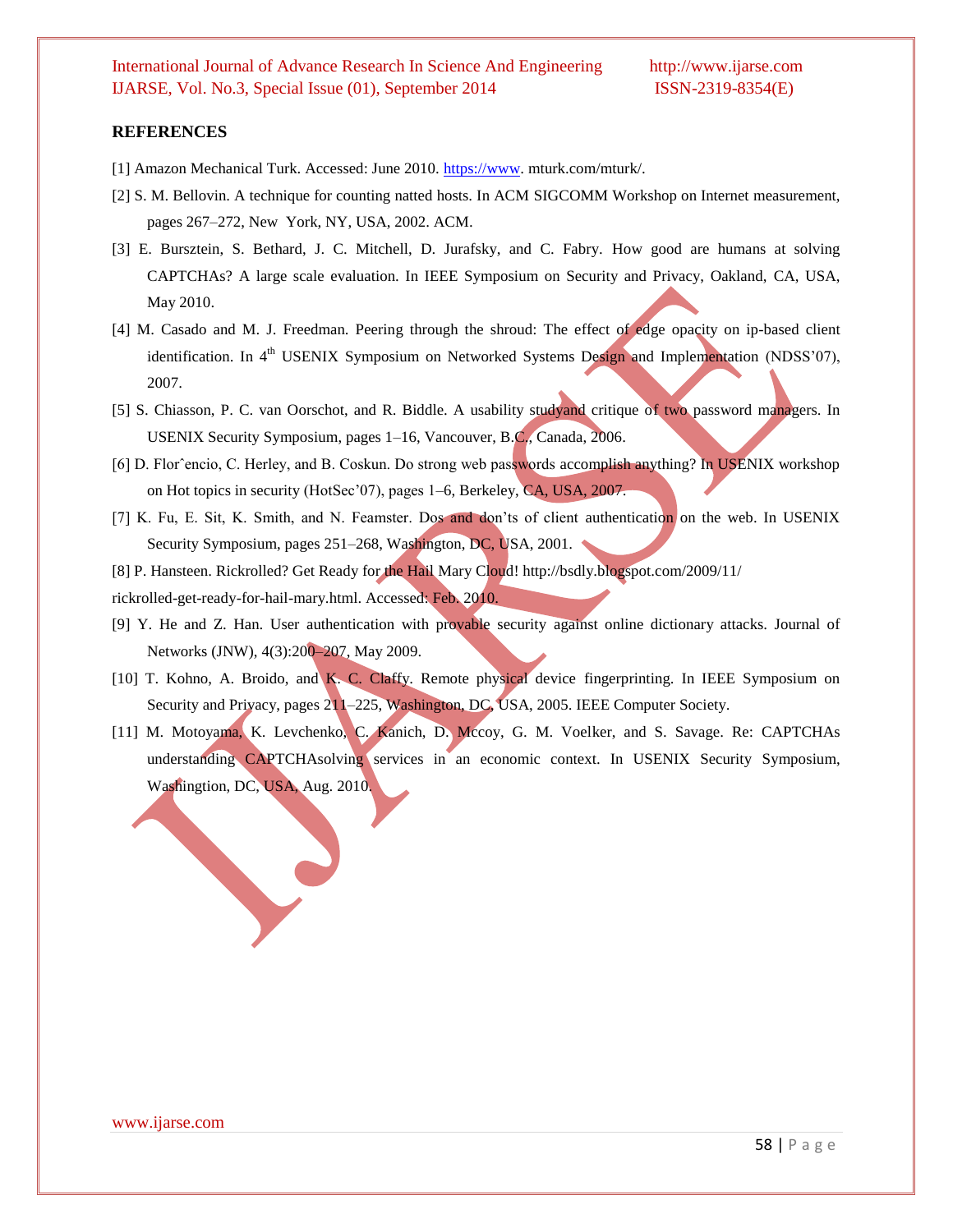## REFERENCES

[1] Amazon Mechanical Turk. Accessed: June 2010. https://www. mturk.com/mturk/.

[2] S. M. Bellovin. A technique for counting natted hosts. In ACM SIGCOMM Workshop on Internet measurement, pages 267–272, New York, NY, USA, 2002. ACM.

[3] E. Bursztein, S. Bethard, J. C. Mitchell, D. Jurafsky, and C. Fabry. How good are humans at solving CAPTCHAs? A large scale evaluation. In IEEE Symposium on Security and Privacy, Oakland, CA, USA, May 2010.

[4] M. Casado and M. J. Freedman. Peering through the shroud: The effect of edge opacity on ip-based client identification. In 4th USENIX Symposium on Networked Systems Design and Implementation (NDSS'07), 2007.

[5] S. Chiasson, P. C. van Oorschot, and R. Biddle. A usability studyand critique of two password managers. In USENIX Security Symposium, pages 1–16, Vancouver, B.C., Canada, 2006.

[6] D. Florˆencio, C. Herley, and B. Coskun. Do strong web passwords accomplish anything? In USENIX workshop on Hot topics in security (HotSec'07), pages 1–6, Berkeley, CA, USA, 2007.

[7] K. Fu, E. Sit, K. Smith, and N. Feamster. Dos and don'ts of client authentication on the web. In USENIX Security Symposium, pages 251–268, Washington, DC, USA, 2001.

[8] P. Hansteen. Rickrolled? Get Ready for the Hail Mary Cloud! http://bsdly.blogspot.com/2009/11/ rickrolled-get-ready-for-hail-mary.html. Accessed: Feb. 2010.

[9] Y. He and Z. Han. User authentication with provable security against online dictionary attacks. Journal of Networks (JNW), 4(3):200–207, May 2009.

[10] T. Kohno, A. Broido, and K. C. Claffy. Remote physical device fingerprinting. In IEEE Symposium on Security and Privacy, pages 211–225, Washington, DC, USA, 2005. IEEE Computer Society.

[11] M. Motoyama, K. Levchenko, C. Kanich, D. Mccoy, G. M. Voelker, and S. Savage. Re: CAPTCHAs understanding CAPTCHAsolving services in an economic context. In USENIX Security Symposium, Washingtion, DC, USA, Aug. 2010.